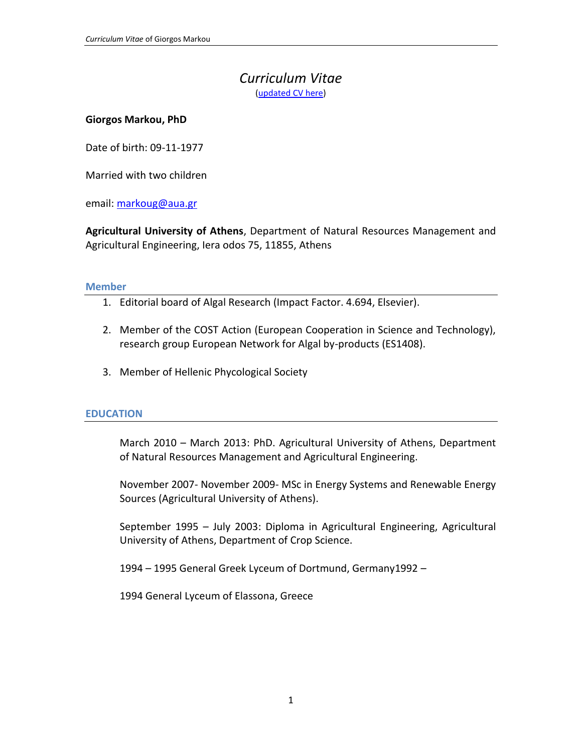# *Curriculum Vitae*

(updated CV here)

**Giorgos Markou, PhD**

Date of birth: 09-11-1977

Married with two children

email: markoug@aua.gr

**Agricultural University of Athens**, Department of Natural Resources Management and Agricultural Engineering, Iera odos 75, 11855, Athens

## Member

1. Editorial board of Algal Research (Impact Factor. 4.694, Elsevier).
2. Member of the COST Action (European Cooperation in Science and Technology), research group European Network for Algal by-products (ES1408).
3. Member of Hellenic Phycological Society

## EDUCATION

March 2010 – March 2013: PhD. Agricultural University of Athens, Department of Natural Resources Management and Agricultural Engineering.

November 2007- November 2009- MSc in Energy Systems and Renewable Energy Sources (Agricultural University of Athens).

September 1995 – July 2003: Diploma in Agricultural Engineering, Agricultural University of Athens, Department of Crop Science.

1994 – 1995 General Greek Lyceum of Dortmund, Germany1992 –

1994 General Lyceum of Elassona, Greece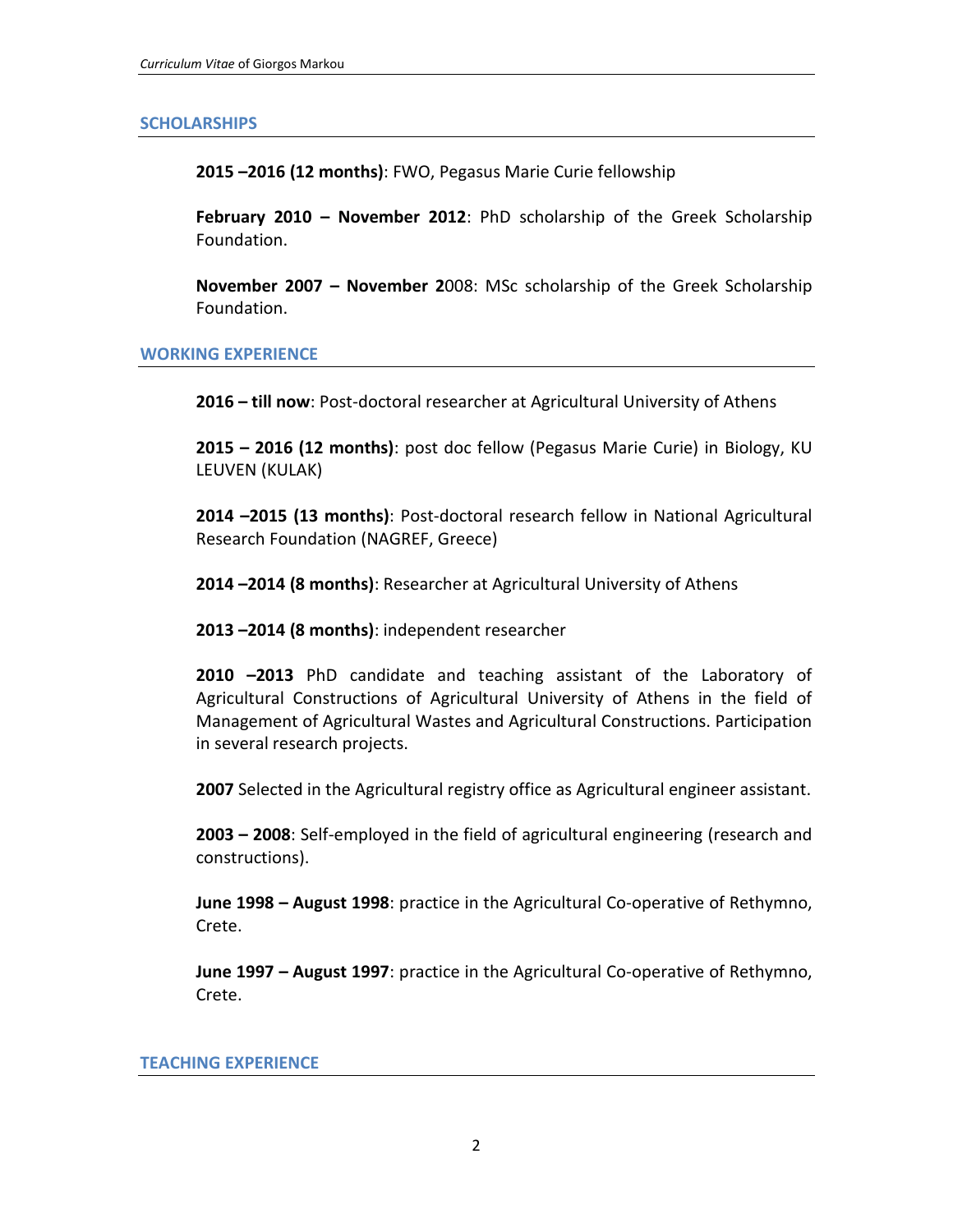## SCHOLARSHIPS

**2015 –2016 (12 months)**: FWO, Pegasus Marie Curie fellowship

**February 2010 – November 2012**: PhD scholarship of the Greek Scholarship Foundation.

**November 2007 – November 2**008: MSc scholarship of the Greek Scholarship Foundation.

## WORKING EXPERIENCE

**2016 – till now**: Post-doctoral researcher at Agricultural University of Athens

**2015 – 2016 (12 months)**: post doc fellow (Pegasus Marie Curie) in Biology, KU LEUVEN (KULAK)

**2014 –2015 (13 months)**: Post-doctoral research fellow in National Agricultural Research Foundation (NAGREF, Greece)

**2014 –2014 (8 months)**: Researcher at Agricultural University of Athens

**2013 –2014 (8 months)**: independent researcher

**2010 –2013** PhD candidate and teaching assistant of the Laboratory of Agricultural Constructions of Agricultural University of Athens in the field of Management of Agricultural Wastes and Agricultural Constructions. Participation in several research projects.

**2007** Selected in the Agricultural registry office as Agricultural engineer assistant.

**2003 – 2008**: Self-employed in the field of agricultural engineering (research and constructions).

**June 1998 – August 1998**: practice in the Agricultural Co-operative of Rethymno, Crete.

**June 1997 – August 1997**: practice in the Agricultural Co-operative of Rethymno, Crete.

## TEACHING EXPERIENCE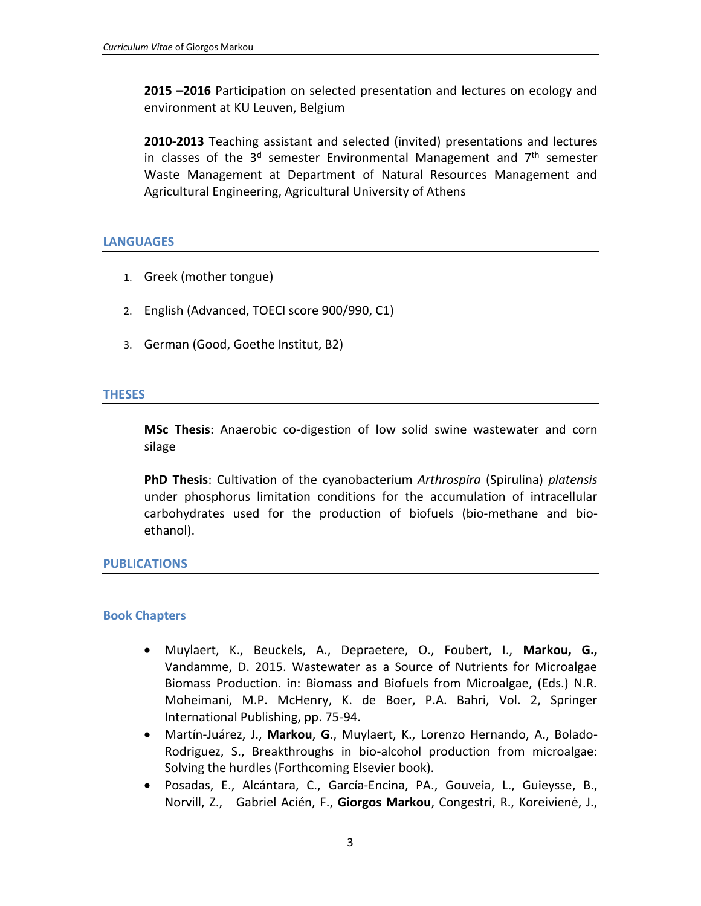**2015 –2016** Participation on selected presentation and lectures on ecology and environment at KU Leuven, Belgium

**2010-2013** Teaching assistant and selected (invited) presentations and lectures in classes of the 3$^{d}$ semester Environmental Management and 7$^{th}$ semester Waste Management at Department of Natural Resources Management and Agricultural Engineering, Agricultural University of Athens

## LANGUAGES

1. Greek (mother tongue)
2. English (Advanced, TOECI score 900/990, C1)
3. German (Good, Goethe Institut, B2)

## THESES

**MSc Thesis**: Anaerobic co-digestion of low solid swine wastewater and corn silage

**PhD Thesis**: Cultivation of the cyanobacterium *Arthrospira* (Spirulina) *platensis* under phosphorus limitation conditions for the accumulation of intracellular carbohydrates used for the production of biofuels (bio-methane and bio-ethanol).

## PUBLICATIONS

### Book Chapters

- Muylaert, K., Beuckels, A., Depraetere, O., Foubert, I., **Markou, G.,** Vandamme, D. 2015. Wastewater as a Source of Nutrients for Microalgae Biomass Production. in: Biomass and Biofuels from Microalgae, (Eds.) N.R. Moheimani, M.P. McHenry, K. de Boer, P.A. Bahri, Vol. 2, Springer International Publishing, pp. 75-94.
- Martín-Juárez, J., **Markou**, **G**., Muylaert, K., Lorenzo Hernando, A., Bolado-Rodriguez, S., Breakthroughs in bio-alcohol production from microalgae: Solving the hurdles (Forthcoming Elsevier book).
- Posadas, E., Alcántara, C., García-Encina, PA., Gouveia, L., Guieysse, B., Norvill, Z., Gabriel Acién, F., **Giorgos Markou**, Congestri, R., Koreivienė, J.,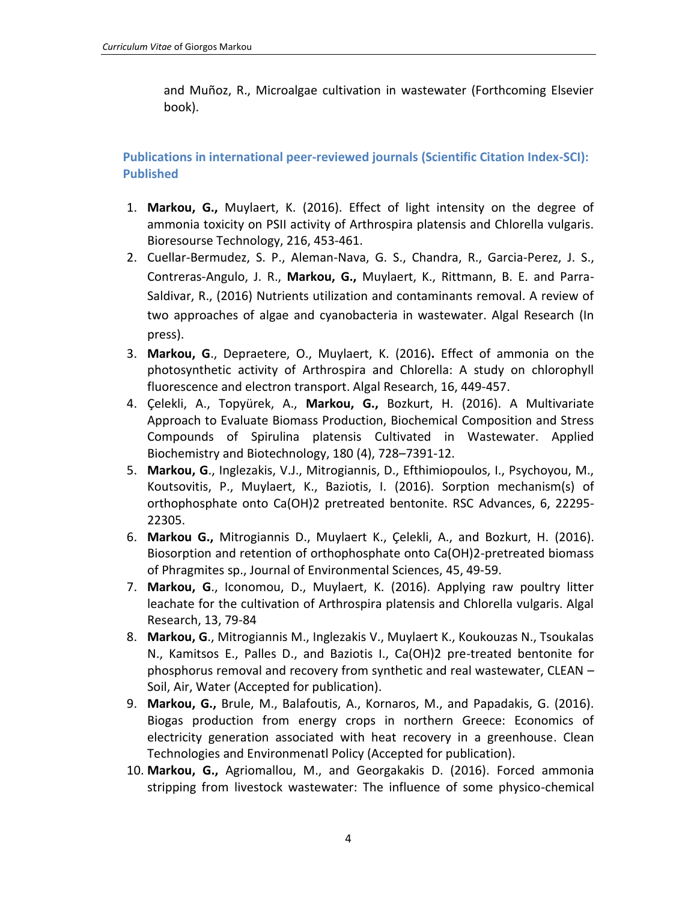and Muñoz, R., Microalgae cultivation in wastewater (Forthcoming Elsevier book).

### Publications in international peer-reviewed journals (Scientific Citation Index-SCI): Published

1. **Markou, G.,** Muylaert, K. (2016). Effect of light intensity on the degree of ammonia toxicity on PSII activity of Arthrospira platensis and Chlorella vulgaris. Bioresourse Technology, 216, 453-461.
2. Cuellar-Bermudez, S. P., Aleman-Nava, G. S., Chandra, R., Garcia-Perez, J. S., Contreras-Angulo, J. R., **Markou, G.,** Muylaert, K., Rittmann, B. E. and Parra-Saldivar, R., (2016) Nutrients utilization and contaminants removal. A review of two approaches of algae and cyanobacteria in wastewater. Algal Research (In press).
3. **Markou, G**., Depraetere, O., Muylaert, K. (2016)**.** Effect of ammonia on the photosynthetic activity of Arthrospira and Chlorella: A study on chlorophyll fluorescence and electron transport. Algal Research, 16, 449-457.
4. Çelekli, A., Topyürek, A., **Markou, G.,** Bozkurt, H. (2016). A Multivariate Approach to Evaluate Biomass Production, Biochemical Composition and Stress Compounds of Spirulina platensis Cultivated in Wastewater. Applied Biochemistry and Biotechnology, 180 (4), 728–7391-12.
5. **Markou, G**., Inglezakis, V.J., Mitrogiannis, D., Efthimiopoulos, I., Psychoyou, M., Koutsovitis, P., Muylaert, K., Baziotis, I. (2016). Sorption mechanism(s) of orthophosphate onto Ca(OH)2 pretreated bentonite. RSC Advances, 6, 22295-22305.
6. **Markou G.,** Mitrogiannis D., Muylaert K., Çelekli, A., and Bozkurt, H. (2016). Biosorption and retention of orthophosphate onto Ca(OH)2-pretreated biomass of Phragmites sp., Journal of Environmental Sciences, 45, 49-59.
7. **Markou, G**., Iconomou, D., Muylaert, K. (2016). Applying raw poultry litter leachate for the cultivation of Arthrospira platensis and Chlorella vulgaris. Algal Research, 13, 79-84
8. **Markou, G**., Mitrogiannis M., Inglezakis V., Muylaert K., Koukouzas N., Tsoukalas N., Kamitsos E., Palles D., and Baziotis I., Ca(OH)2 pre-treated bentonite for phosphorus removal and recovery from synthetic and real wastewater, CLEAN – Soil, Air, Water (Accepted for publication).
9. **Markou, G.,** Brule, M., Balafoutis, A., Kornaros, M., and Papadakis, G. (2016). Biogas production from energy crops in northern Greece: Economics of electricity generation associated with heat recovery in a greenhouse. Clean Technologies and Environmenatl Policy (Accepted for publication).
10. **Markou, G.,** Agriomallou, M., and Georgakakis D. (2016). Forced ammonia stripping from livestock wastewater: The influence of some physico-chemical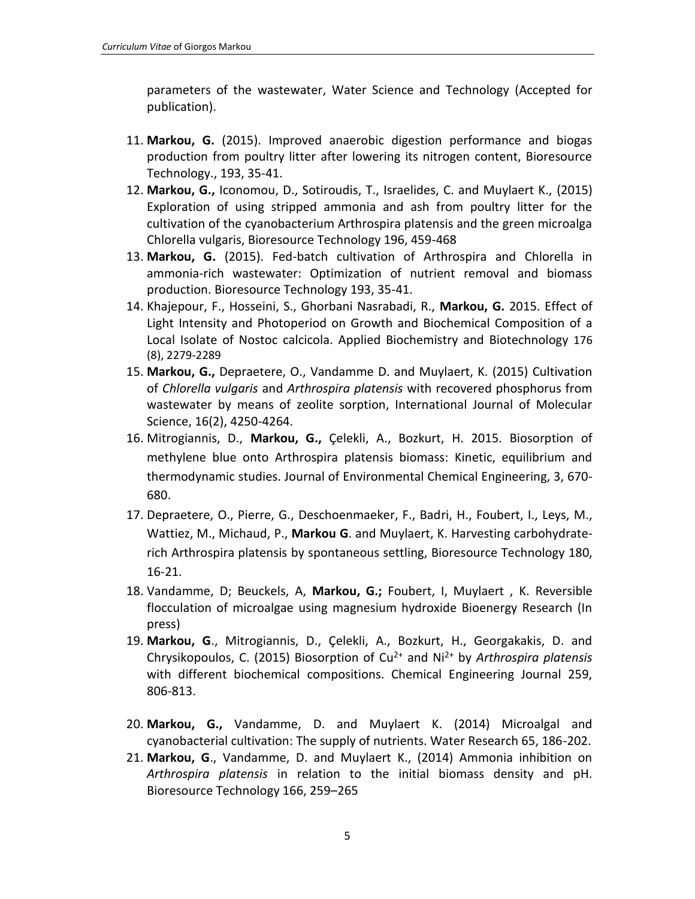parameters of the wastewater, Water Science and Technology (Accepted for publication).

11. **Markou, G.** (2015). Improved anaerobic digestion performance and biogas production from poultry litter after lowering its nitrogen content, Bioresource Technology., 193, 35-41.
12. **Markou, G.,** Iconomou, D., Sotiroudis, T., Israelides, C. and Muylaert K., (2015) Exploration of using stripped ammonia and ash from poultry litter for the cultivation of the cyanobacterium Arthrospira platensis and the green microalga Chlorella vulgaris, Bioresource Technology 196, 459-468
13. **Markou, G.** (2015). Fed-batch cultivation of Arthrospira and Chlorella in ammonia-rich wastewater: Optimization of nutrient removal and biomass production. Bioresource Technology 193, 35-41.
14. Khajepour, F., Hosseini, S., Ghorbani Nasrabadi, R., **Markou, G.** 2015. Effect of Light Intensity and Photoperiod on Growth and Biochemical Composition of a Local Isolate of Nostoc calcicola. Applied Biochemistry and Biotechnology 176 (8), 2279-2289
15. **Markou, G.,** Depraetere, O., Vandamme D. and Muylaert, K. (2015) Cultivation of *Chlorella vulgaris* and *Arthrospira platensis* with recovered phosphorus from wastewater by means of zeolite sorption, International Journal of Molecular Science, 16(2), 4250-4264.
16. Mitrogiannis, D., **Markou, G.,** Çelekli, A., Bozkurt, H. 2015. Biosorption of methylene blue onto Arthrospira platensis biomass: Kinetic, equilibrium and thermodynamic studies. Journal of Environmental Chemical Engineering, 3, 670-680.
17. Depraetere, O., Pierre, G., Deschoenmaeker, F., Badri, H., Foubert, I., Leys, M., Wattiez, M., Michaud, P., **Markou G**. and Muylaert, K. Harvesting carbohydrate-rich Arthrospira platensis by spontaneous settling, Bioresource Technology 180, 16-21.
18. Vandamme, D; Beuckels, A, **Markou, G.;** Foubert, I, Muylaert , K. Reversible flocculation of microalgae using magnesium hydroxide Bioenergy Research (In press)
19. **Markou, G**., Mitrogiannis, D., Çelekli, A., Bozkurt, H., Georgakakis, D. and Chrysikopoulos, C. (2015) Biosorption of $Cu^{2+}$ and $Ni^{2+}$ by *Arthrospira platensis* with different biochemical compositions. Chemical Engineering Journal 259, 806-813.
20. **Markou, G.,** Vandamme, D. and Muylaert K. (2014) Microalgal and cyanobacterial cultivation: The supply of nutrients. Water Research 65, 186-202.
21. **Markou, G**., Vandamme, D. and Muylaert K., (2014) Ammonia inhibition on *Arthrospira platensis* in relation to the initial biomass density and pH. Bioresource Technology 166, 259–265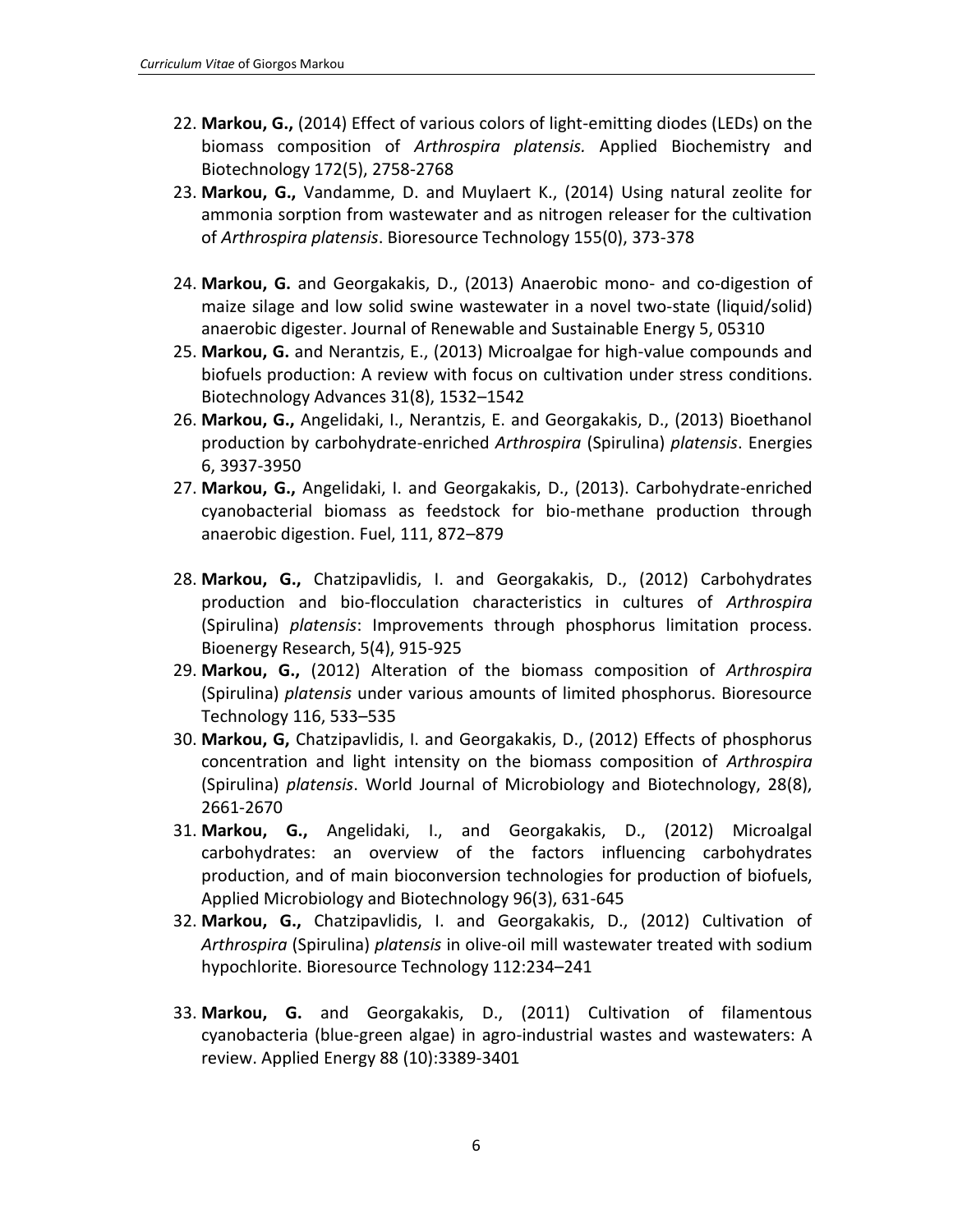22. **Markou, G.,** (2014) Effect of various colors of light-emitting diodes (LEDs) on the biomass composition of *Arthrospira platensis.* Applied Biochemistry and Biotechnology 172(5), 2758-2768
23. **Markou, G.,** Vandamme, D. and Muylaert K., (2014) Using natural zeolite for ammonia sorption from wastewater and as nitrogen releaser for the cultivation of *Arthrospira platensis*. Bioresource Technology 155(0), 373-378

24. **Markou, G.** and Georgakakis, D., (2013) Anaerobic mono- and co-digestion of maize silage and low solid swine wastewater in a novel two-state (liquid/solid) anaerobic digester. Journal of Renewable and Sustainable Energy 5, 05310
25. **Markou, G.** and Nerantzis, E., (2013) Microalgae for high-value compounds and biofuels production: A review with focus on cultivation under stress conditions. Biotechnology Advances 31(8), 1532–1542
26. **Markou, G.,** Angelidaki, I., Nerantzis, E. and Georgakakis, D., (2013) Bioethanol production by carbohydrate-enriched *Arthrospira* (Spirulina) *platensis*. Energies 6, 3937-3950
27. **Markou, G.,** Angelidaki, I. and Georgakakis, D., (2013). Carbohydrate-enriched cyanobacterial biomass as feedstock for bio-methane production through anaerobic digestion. Fuel, 111, 872–879

28. **Markou, G.,** Chatzipavlidis, I. and Georgakakis, D., (2012) Carbohydrates production and bio-flocculation characteristics in cultures of *Arthrospira* (Spirulina) *platensis*: Improvements through phosphorus limitation process. Bioenergy Research, 5(4), 915-925
29. **Markou, G.,** (2012) Alteration of the biomass composition of *Arthrospira* (Spirulina) *platensis* under various amounts of limited phosphorus. Bioresource Technology 116, 533–535
30. **Markou, G,** Chatzipavlidis, I. and Georgakakis, D., (2012) Effects of phosphorus concentration and light intensity on the biomass composition of *Arthrospira* (Spirulina) *platensis*. World Journal of Microbiology and Biotechnology, 28(8), 2661-2670
31. **Markou, G.,** Angelidaki, I., and Georgakakis, D., (2012) Microalgal carbohydrates: an overview of the factors influencing carbohydrates production, and of main bioconversion technologies for production of biofuels, Applied Microbiology and Biotechnology 96(3), 631-645
32. **Markou, G.,** Chatzipavlidis, I. and Georgakakis, D., (2012) Cultivation of *Arthrospira* (Spirulina) *platensis* in olive-oil mill wastewater treated with sodium hypochlorite. Bioresource Technology 112:234–241

33. **Markou, G.** and Georgakakis, D., (2011) Cultivation of filamentous cyanobacteria (blue-green algae) in agro-industrial wastes and wastewaters: A review. Applied Energy 88 (10):3389-3401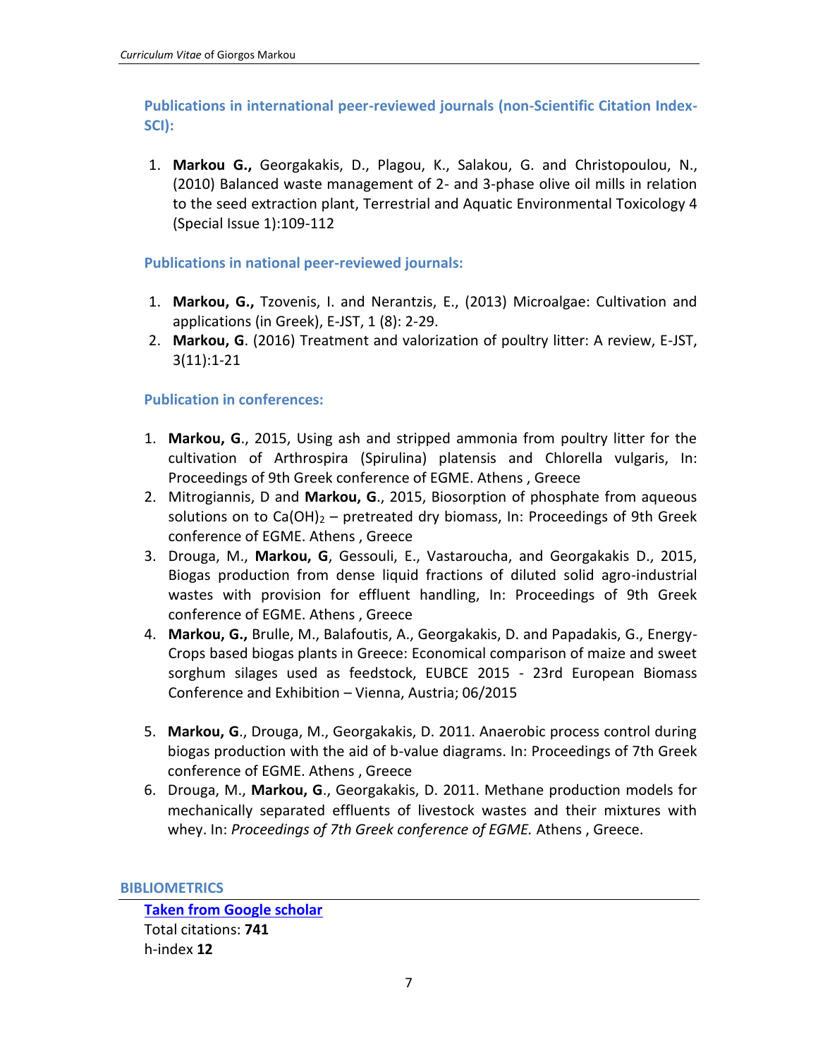### Publications in international peer-reviewed journals (non-Scientific Citation Index-SCI):

1. **Markou G.,** Georgakakis, D., Plagou, K., Salakou, G. and Christopoulou, N., (2010) Balanced waste management of 2- and 3-phase olive oil mills in relation to the seed extraction plant, Terrestrial and Aquatic Environmental Toxicology 4 (Special Issue 1):109-112

### Publications in national peer-reviewed journals:

1. **Markou, G.,** Tzovenis, I. and Nerantzis, E., (2013) Microalgae: Cultivation and applications (in Greek), E-JST, 1 (8): 2-29.
2. **Markou, G**. (2016) Treatment and valorization of poultry litter: A review, E-JST, 3(11):1-21

### Publication in conferences:

1. **Markou, G**., 2015, Using ash and stripped ammonia from poultry litter for the cultivation of Arthrospira (Spirulina) platensis and Chlorella vulgaris, In: Proceedings of 9th Greek conference of EGME. Athens , Greece
2. Mitrogiannis, D and **Markou, G**., 2015, Biosorption of phosphate from aqueous solutions on to $Ca(OH)_2$ – pretreated dry biomass, In: Proceedings of 9th Greek conference of EGME. Athens , Greece
3. Drouga, M., **Markou, G**, Gessouli, E., Vastaroucha, and Georgakakis D., 2015, Biogas production from dense liquid fractions of diluted solid agro-industrial wastes with provision for effluent handling, In: Proceedings of 9th Greek conference of EGME. Athens , Greece
4. **Markou, G.,** Brulle, M., Balafoutis, A., Georgakakis, D. and Papadakis, G., Energy-Crops based biogas plants in Greece: Economical comparison of maize and sweet sorghum silages used as feedstock, EUBCE 2015 - 23rd European Biomass Conference and Exhibition – Vienna, Austria; 06/2015
5. **Markou, G**., Drouga, M., Georgakakis, D. 2011. Anaerobic process control during biogas production with the aid of b-value diagrams. In: Proceedings of 7th Greek conference of EGME. Athens , Greece
6. Drouga, M., **Markou, G**., Georgakakis, D. 2011. Methane production models for mechanically separated effluents of livestock wastes and their mixtures with whey. In: *Proceedings of 7th Greek conference of EGME.* Athens , Greece.

## BIBLIOMETRICS

**Taken from Google scholar**
Total citations: **741**
h-index **12**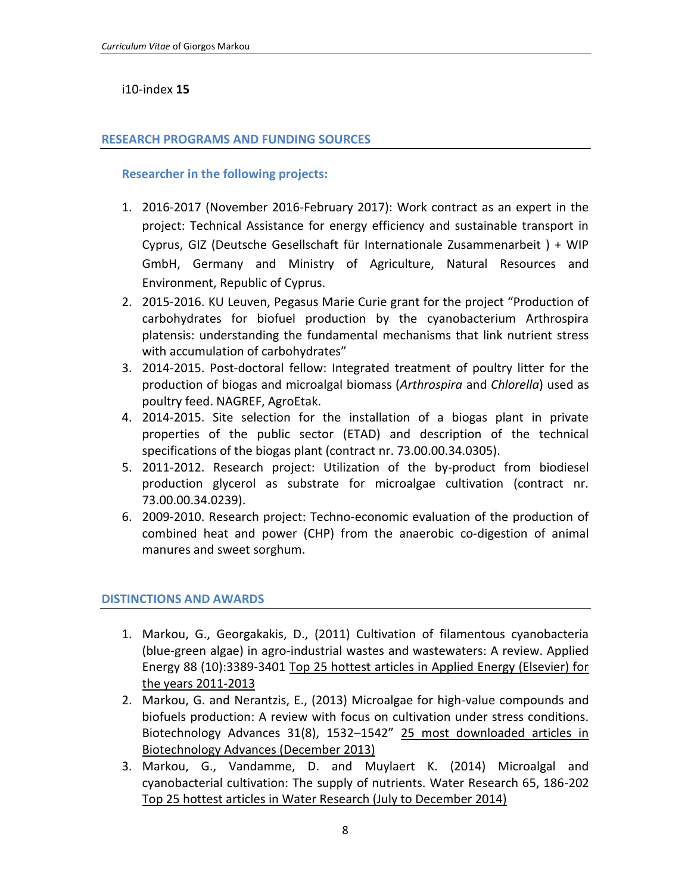i10-index **15**

## RESEARCH PROGRAMS AND FUNDING SOURCES

### Researcher in the following projects:

1. 2016-2017 (November 2016-February 2017): Work contract as an expert in the project: Technical Assistance for energy efficiency and sustainable transport in Cyprus, GIZ (Deutsche Gesellschaft für Internationale Zusammenarbeit ) + WIP GmbH, Germany and Ministry of Agriculture, Natural Resources and Environment, Republic of Cyprus.
2. 2015-2016. KU Leuven, Pegasus Marie Curie grant for the project "Production of carbohydrates for biofuel production by the cyanobacterium Arthrospira platensis: understanding the fundamental mechanisms that link nutrient stress with accumulation of carbohydrates"
3. 2014-2015. Post-doctoral fellow: Integrated treatment of poultry litter for the production of biogas and microalgal biomass (*Arthrospira* and *Chlorella*) used as poultry feed. NAGREF, AgroEtak.
4. 2014-2015. Site selection for the installation of a biogas plant in private properties of the public sector (ETAD) and description of the technical specifications of the biogas plant (contract nr. 73.00.00.34.0305).
5. 2011-2012. Research project: Utilization of the by-product from biodiesel production glycerol as substrate for microalgae cultivation (contract nr. 73.00.00.34.0239).
6. 2009-2010. Research project: Techno-economic evaluation of the production of combined heat and power (CHP) from the anaerobic co-digestion of animal manures and sweet sorghum.

## DISTINCTIONS AND AWARDS

1. Markou, G., Georgakakis, D., (2011) Cultivation of filamentous cyanobacteria (blue-green algae) in agro-industrial wastes and wastewaters: A review. Applied Energy 88 (10):3389-3401 Top 25 hottest articles in Applied Energy (Elsevier) for the years 2011-2013
2. Markou, G. and Nerantzis, E., (2013) Microalgae for high-value compounds and biofuels production: A review with focus on cultivation under stress conditions. Biotechnology Advances 31(8), 1532–1542" 25 most downloaded articles in Biotechnology Advances (December 2013)
3. Markou, G., Vandamme, D. and Muylaert K. (2014) Microalgal and cyanobacterial cultivation: The supply of nutrients. Water Research 65, 186-202 Top 25 hottest articles in Water Research (July to December 2014)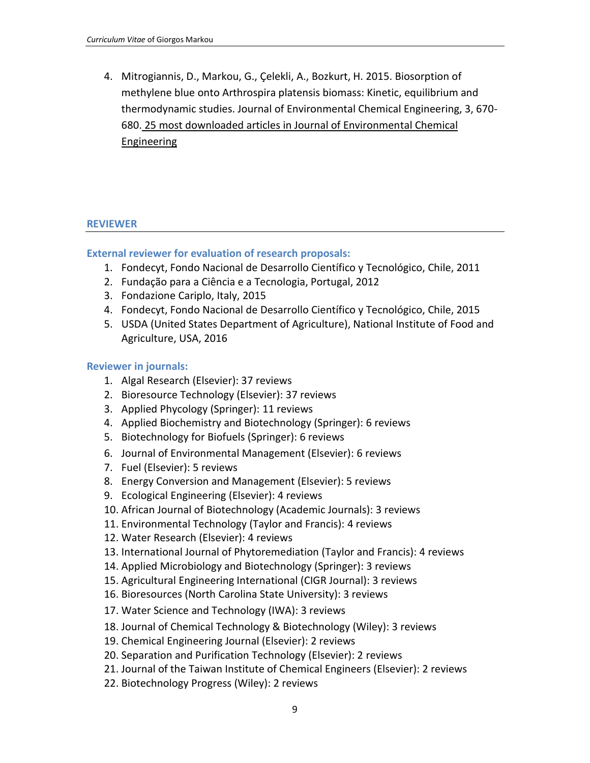4. Mitrogiannis, D., Markou, G., Çelekli, A., Bozkurt, H. 2015. Biosorption of methylene blue onto Arthrospira platensis biomass: Kinetic, equilibrium and thermodynamic studies. Journal of Environmental Chemical Engineering, 3, 670-680. 25 most downloaded articles in Journal of Environmental Chemical Engineering

## REVIEWER

### External reviewer for evaluation of research proposals:

1. Fondecyt, Fondo Nacional de Desarrollo Científico y Tecnológico, Chile, 2011
2. Fundação para a Ciência e a Tecnologia, Portugal, 2012
3. Fondazione Cariplo, Italy, 2015
4. Fondecyt, Fondo Nacional de Desarrollo Científico y Tecnológico, Chile, 2015
5. USDA (United States Department of Agriculture), National Institute of Food and Agriculture, USA, 2016

### Reviewer in journals:

1. Algal Research (Elsevier): 37 reviews
2. Bioresource Technology (Elsevier): 37 reviews
3. Applied Phycology (Springer): 11 reviews
4. Applied Biochemistry and Biotechnology (Springer): 6 reviews
5. Biotechnology for Biofuels (Springer): 6 reviews
6. Journal of Environmental Management (Elsevier): 6 reviews
7. Fuel (Elsevier): 5 reviews
8. Energy Conversion and Management (Elsevier): 5 reviews
9. Ecological Engineering (Elsevier): 4 reviews
10. African Journal of Biotechnology (Academic Journals): 3 reviews
11. Environmental Technology (Taylor and Francis): 4 reviews
12. Water Research (Elsevier): 4 reviews
13. International Journal of Phytoremediation (Taylor and Francis): 4 reviews
14. Applied Microbiology and Biotechnology (Springer): 3 reviews
15. Agricultural Engineering International (CIGR Journal): 3 reviews
16. Bioresources (North Carolina State University): 3 reviews
17. Water Science and Technology (IWA): 3 reviews
18. Journal of Chemical Technology & Biotechnology (Wiley): 3 reviews
19. Chemical Engineering Journal (Elsevier): 2 reviews
20. Separation and Purification Technology (Elsevier): 2 reviews
21. Journal of the Taiwan Institute of Chemical Engineers (Elsevier): 2 reviews
22. Biotechnology Progress (Wiley): 2 reviews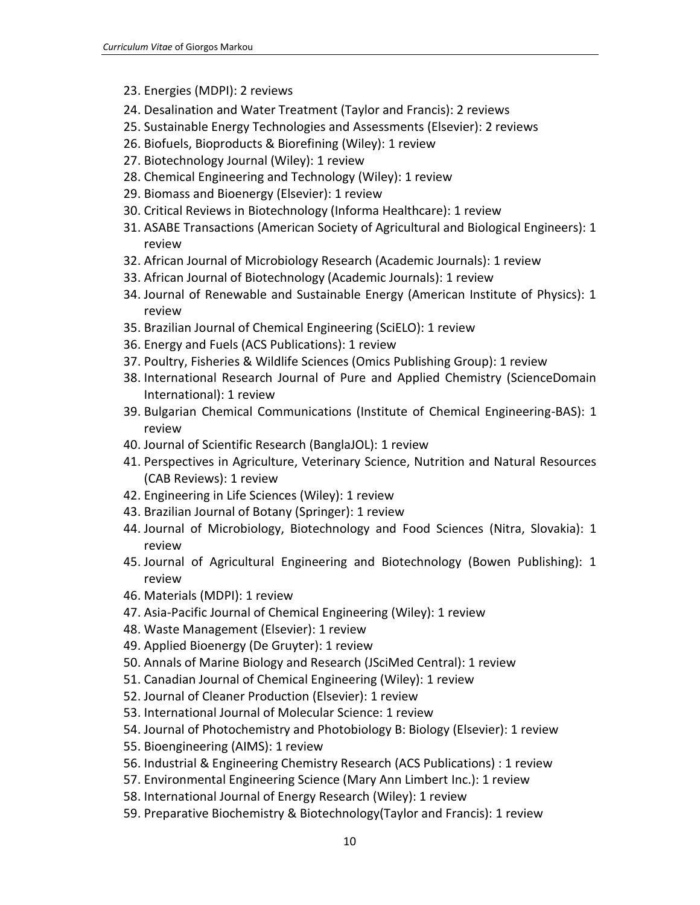23. Energies (MDPI): 2 reviews
24. Desalination and Water Treatment (Taylor and Francis): 2 reviews
25. Sustainable Energy Technologies and Assessments (Elsevier): 2 reviews
26. Biofuels, Bioproducts & Biorefining (Wiley): 1 review
27. Biotechnology Journal (Wiley): 1 review
28. Chemical Engineering and Technology (Wiley): 1 review
29. Biomass and Bioenergy (Elsevier): 1 review
30. Critical Reviews in Biotechnology (Informa Healthcare): 1 review
31. ASABE Transactions (American Society of Agricultural and Biological Engineers): 1 review
32. African Journal of Microbiology Research (Academic Journals): 1 review
33. African Journal of Biotechnology (Academic Journals): 1 review
34. Journal of Renewable and Sustainable Energy (American Institute of Physics): 1 review
35. Brazilian Journal of Chemical Engineering (SciELO): 1 review
36. Energy and Fuels (ACS Publications): 1 review
37. Poultry, Fisheries & Wildlife Sciences (Omics Publishing Group): 1 review
38. International Research Journal of Pure and Applied Chemistry (ScienceDomain International): 1 review
39. Bulgarian Chemical Communications (Institute of Chemical Engineering-BAS): 1 review
40. Journal of Scientific Research (BanglaJOL): 1 review
41. Perspectives in Agriculture, Veterinary Science, Nutrition and Natural Resources (CAB Reviews): 1 review
42. Engineering in Life Sciences (Wiley): 1 review
43. Brazilian Journal of Botany (Springer): 1 review
44. Journal of Microbiology, Biotechnology and Food Sciences (Nitra, Slovakia): 1 review
45. Journal of Agricultural Engineering and Biotechnology (Bowen Publishing): 1 review
46. Materials (MDPI): 1 review
47. Asia-Pacific Journal of Chemical Engineering (Wiley): 1 review
48. Waste Management (Elsevier): 1 review
49. Applied Bioenergy (De Gruyter): 1 review
50. Annals of Marine Biology and Research (JSciMed Central): 1 review
51. Canadian Journal of Chemical Engineering (Wiley): 1 review
52. Journal of Cleaner Production (Elsevier): 1 review
53. International Journal of Molecular Science: 1 review
54. Journal of Photochemistry and Photobiology B: Biology (Elsevier): 1 review
55. Bioengineering (AIMS): 1 review
56. Industrial & Engineering Chemistry Research (ACS Publications) : 1 review
57. Environmental Engineering Science (Mary Ann Limbert Inc.): 1 review
58. International Journal of Energy Research (Wiley): 1 review
59. Preparative Biochemistry & Biotechnology(Taylor and Francis): 1 review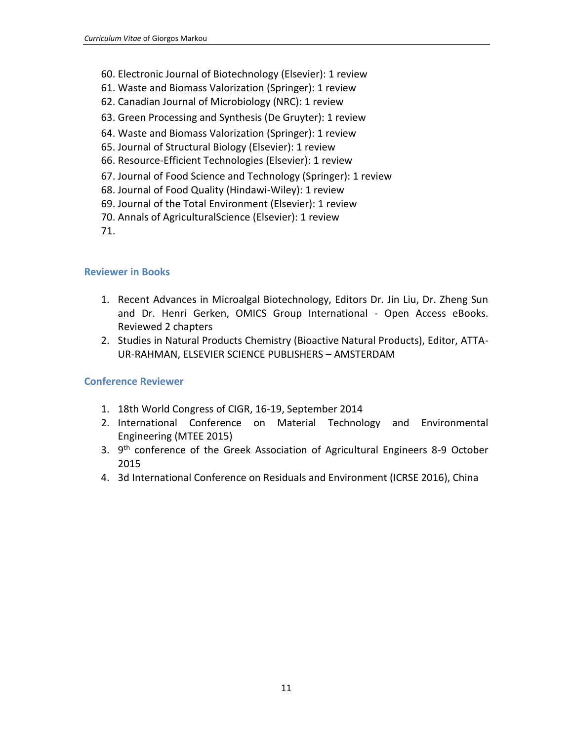60. Electronic Journal of Biotechnology (Elsevier): 1 review
61. Waste and Biomass Valorization (Springer): 1 review
62. Canadian Journal of Microbiology (NRC): 1 review
63. Green Processing and Synthesis (De Gruyter): 1 review
64. Waste and Biomass Valorization (Springer): 1 review
65. Journal of Structural Biology (Elsevier): 1 review
66. Resource-Efficient Technologies (Elsevier): 1 review
67. Journal of Food Science and Technology (Springer): 1 review
68. Journal of Food Quality (Hindawi-Wiley): 1 review
69. Journal of the Total Environment (Elsevier): 1 review
70. Annals of AgriculturalScience (Elsevier): 1 review
71.

### Reviewer in Books

1. Recent Advances in Microalgal Biotechnology, Editors Dr. Jin Liu, Dr. Zheng Sun and Dr. Henri Gerken, OMICS Group International - Open Access eBooks. Reviewed 2 chapters
2. Studies in Natural Products Chemistry (Bioactive Natural Products), Editor, ATTA-UR-RAHMAN, ELSEVIER SCIENCE PUBLISHERS – AMSTERDAM

### Conference Reviewer

1. 18th World Congress of CIGR, 16-19, September 2014
2. International Conference on Material Technology and Environmental Engineering (MTEE 2015)
3. 9th conference of the Greek Association of Agricultural Engineers 8-9 October 2015
4. 3d International Conference on Residuals and Environment (ICRSE 2016), China